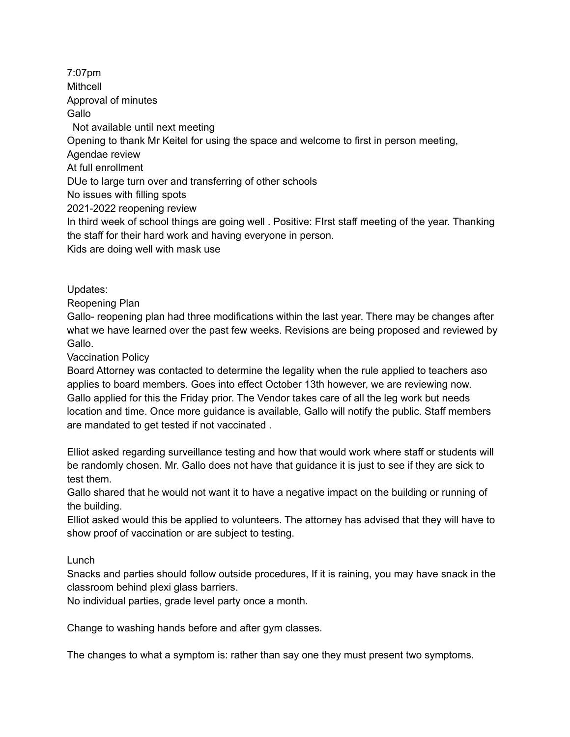7:07pm

Mithcell

Approval of minutes

Gallo

Not available until next meeting

Opening to thank Mr Keitel for using the space and welcome to first in person meeting,

Agendae review

At full enrollment

DUe to large turn over and transferring of other schools

No issues with filling spots

2021-2022 reopening review

In third week of school things are going well . Positive: FIrst staff meeting of the year. Thanking the staff for their hard work and having everyone in person.

Kids are doing well with mask use

Updates:

Reopening Plan

Gallo- reopening plan had three modifications within the last year. There may be changes after what we have learned over the past few weeks. Revisions are being proposed and reviewed by Gallo.

Vaccination Policy

Board Attorney was contacted to determine the legality when the rule applied to teachers aso applies to board members. Goes into effect October 13th however, we are reviewing now. Gallo applied for this the Friday prior. The Vendor takes care of all the leg work but needs location and time. Once more guidance is available, Gallo will notify the public. Staff members are mandated to get tested if not vaccinated .

Elliot asked regarding surveillance testing and how that would work where staff or students will be randomly chosen. Mr. Gallo does not have that guidance it is just to see if they are sick to test them.

Gallo shared that he would not want it to have a negative impact on the building or running of the building.

Elliot asked would this be applied to volunteers. The attorney has advised that they will have to show proof of vaccination or are subject to testing.

Lunch

Snacks and parties should follow outside procedures, If it is raining, you may have snack in the classroom behind plexi glass barriers.

No individual parties, grade level party once a month.

Change to washing hands before and after gym classes.

The changes to what a symptom is: rather than say one they must present two symptoms.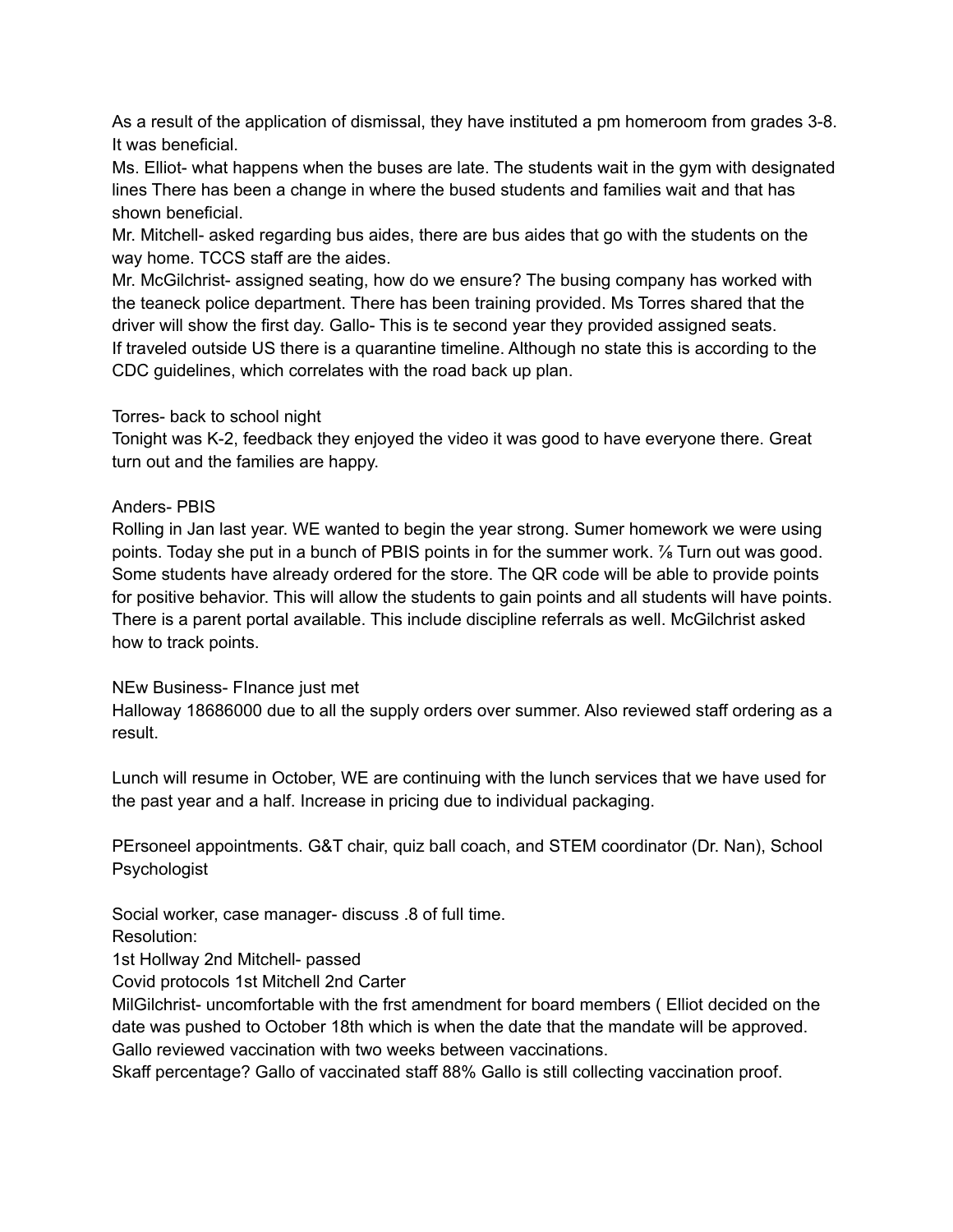As a result of the application of dismissal, they have instituted a pm homeroom from grades 3-8. It was beneficial.
Ms. Elliot- what happens when the buses are late. The students wait in the gym with designated lines There has been a change in where the bused students and families wait and that has shown beneficial.
Mr. Mitchell- asked regarding bus aides, there are bus aides that go with the students on the way home. TCCS staff are the aides.
Mr. McGilchrist- assigned seating, how do we ensure? The busing company has worked with the teaneck police department. There has been training provided. Ms Torres shared that the driver will show the first day. Gallo- This is te second year they provided assigned seats.
If traveled outside US there is a quarantine timeline. Although no state this is according to the CDC guidelines, which correlates with the road back up plan.

Torres- back to school night
Tonight was K-2, feedback they enjoyed the video it was good to have everyone there. Great turn out and the families are happy.

Anders- PBIS
Rolling in Jan last year. WE wanted to begin the year strong. Sumer homework we were using points. Today she put in a bunch of PBIS points in for the summer work. ⅞ Turn out was good. Some students have already ordered for the store. The QR code will be able to provide points for positive behavior. This will allow the students to gain points and all students will have points. There is a parent portal available. This include discipline referrals as well. McGilchrist asked how to track points.

NEw Business- FInance just met
Halloway 18686000 due to all the supply orders over summer. Also reviewed staff ordering as a result.

Lunch will resume in October, WE are continuing with the lunch services that we have used for the past year and a half. Increase in pricing due to individual packaging.

PErsoneel appointments. G&T chair, quiz ball coach, and STEM coordinator (Dr. Nan), School Psychologist

Social worker, case manager- discuss .8 of full time.
Resolution:
1st Hollway 2nd Mitchell- passed
Covid protocols 1st Mitchell 2nd Carter
MilGilchrist- uncomfortable with the frst amendment for board members ( Elliot decided on the date was pushed to October 18th which is when the date that the mandate will be approved.
Gallo reviewed vaccination with two weeks between vaccinations.
Skaff percentage? Gallo of vaccinated staff 88% Gallo is still collecting vaccination proof.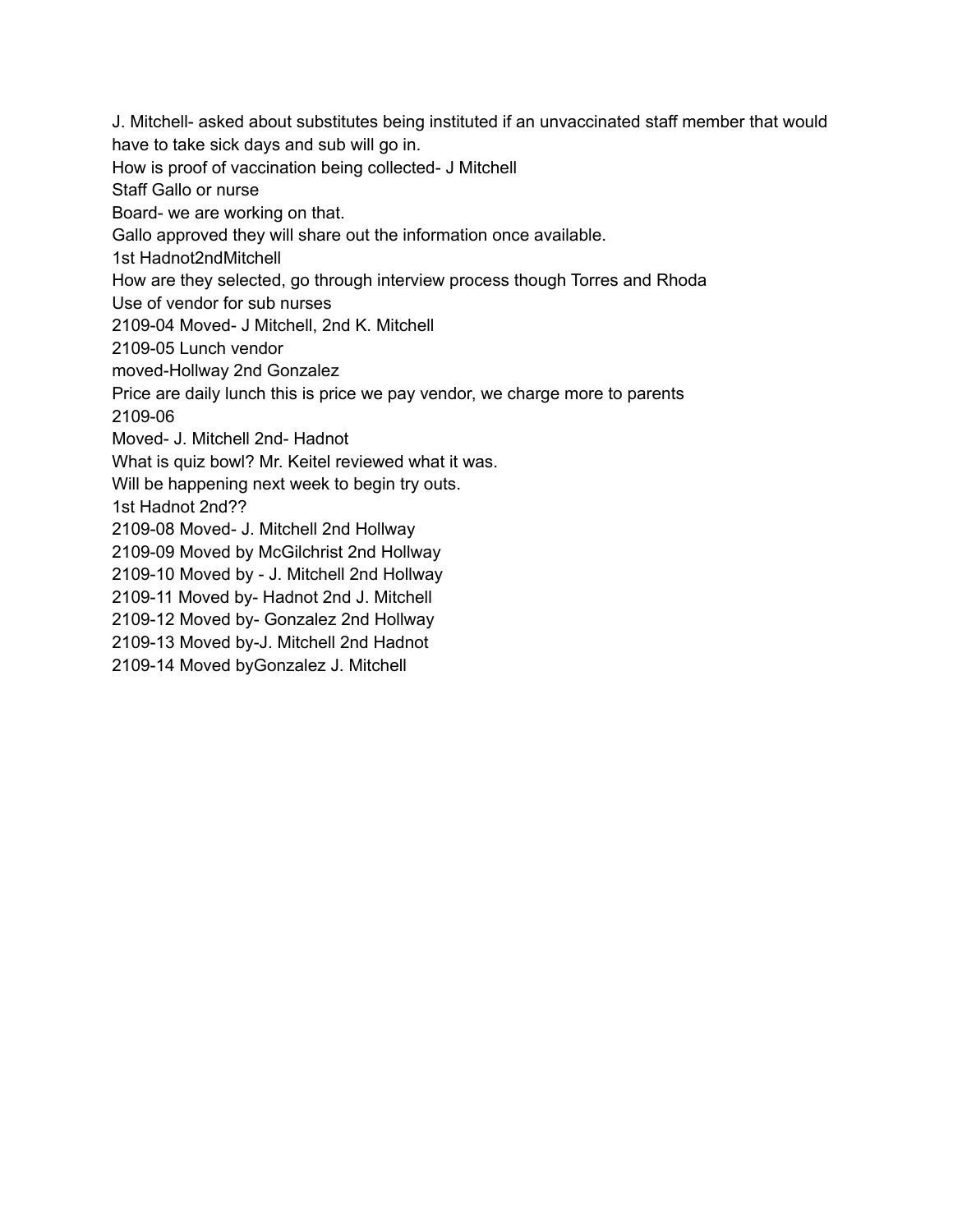J. Mitchell- asked about substitutes being instituted if an unvaccinated staff member that would have to take sick days and sub will go in.

How is proof of vaccination being collected- J Mitchell

Staff Gallo or nurse

Board- we are working on that.

Gallo approved they will share out the information once available.

1st Hadnot2ndMitchell

How are they selected, go through interview process though Torres and Rhoda

Use of vendor for sub nurses

2109-04 Moved- J Mitchell, 2nd K. Mitchell

2109-05 Lunch vendor

moved-Hollway 2nd Gonzalez

Price are daily lunch this is price we pay vendor, we charge more to parents

2109-06

Moved- J. Mitchell 2nd- Hadnot

What is quiz bowl? Mr. Keitel reviewed what it was.

Will be happening next week to begin try outs.

1st Hadnot 2nd??

2109-08 Moved- J. Mitchell 2nd Hollway

2109-09 Moved by McGilchrist 2nd Hollway

2109-10 Moved by - J. Mitchell 2nd Hollway

2109-11 Moved by- Hadnot 2nd J. Mitchell

2109-12 Moved by- Gonzalez 2nd Hollway

2109-13 Moved by-J. Mitchell 2nd Hadnot

2109-14 Moved byGonzalez J. Mitchell